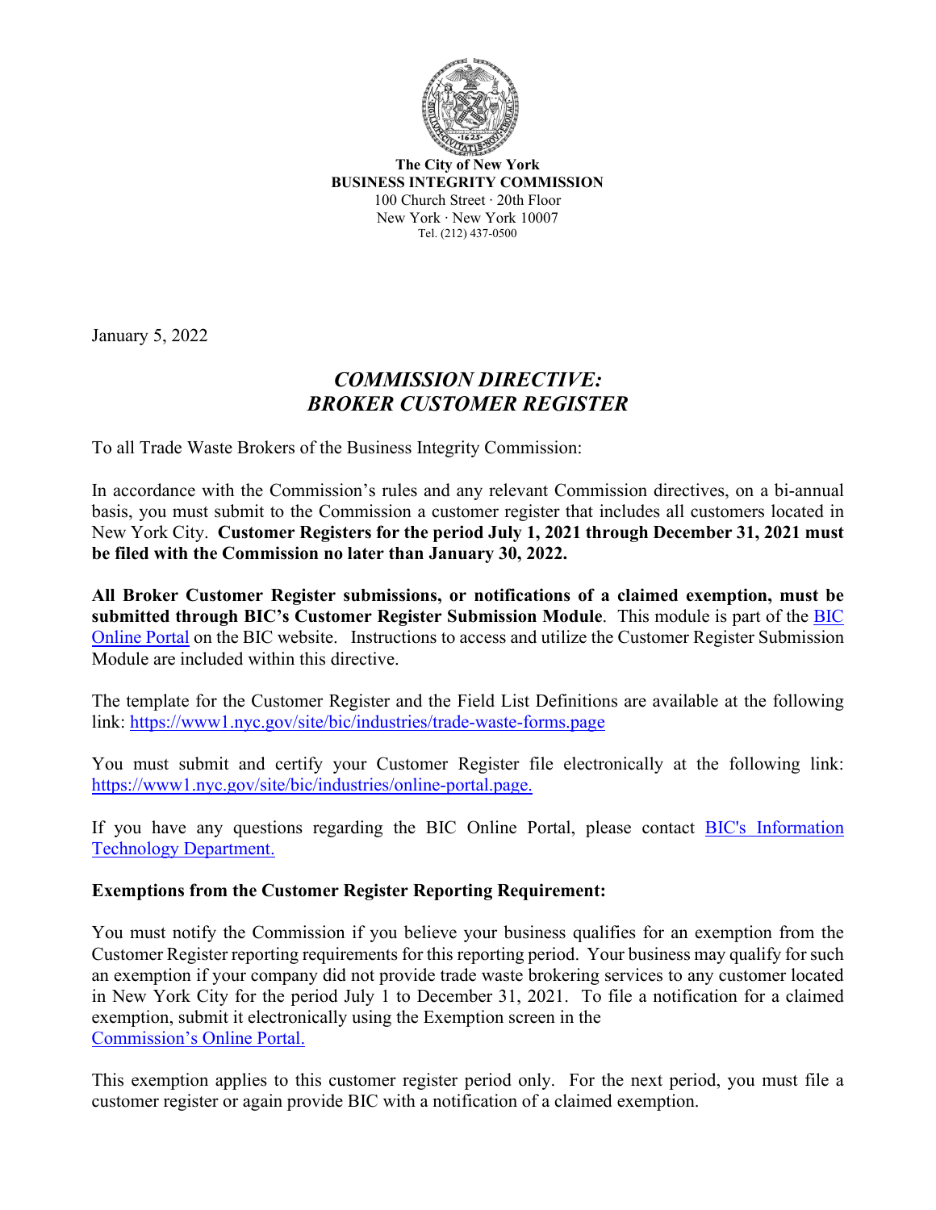**The City of New York**
**BUSINESS INTEGRITY COMMISSION**
100 Church Street · 20th Floor
New York · New York 10007
Tel. (212) 437-0500

January 5, 2022

# *COMMISSION DIRECTIVE: BROKER CUSTOMER REGISTER*

To all Trade Waste Brokers of the Business Integrity Commission:

In accordance with the Commission's rules and any relevant Commission directives, on a bi-annual basis, you must submit to the Commission a customer register that includes all customers located in New York City. **Customer Registers for the period July 1, 2021 through December 31, 2021 must be filed with the Commission no later than January 30, 2022.**

**All Broker Customer Register submissions, or notifications of a claimed exemption, must be submitted through BIC's Customer Register Submission Module**. This module is part of the BIC Online Portal on the BIC website. Instructions to access and utilize the Customer Register Submission Module are included within this directive.

The template for the Customer Register and the Field List Definitions are available at the following link: https://www1.nyc.gov/site/bic/industries/trade-waste-forms.page

You must submit and certify your Customer Register file electronically at the following link: https://www1.nyc.gov/site/bic/industries/online-portal.page.

If you have any questions regarding the BIC Online Portal, please contact BIC's Information Technology Department.

**Exemptions from the Customer Register Reporting Requirement:**

You must notify the Commission if you believe your business qualifies for an exemption from the Customer Register reporting requirements for this reporting period. Your business may qualify for such an exemption if your company did not provide trade waste brokering services to any customer located in New York City for the period July 1 to December 31, 2021. To file a notification for a claimed exemption, submit it electronically using the Exemption screen in the Commission's Online Portal.

This exemption applies to this customer register period only. For the next period, you must file a customer register or again provide BIC with a notification of a claimed exemption.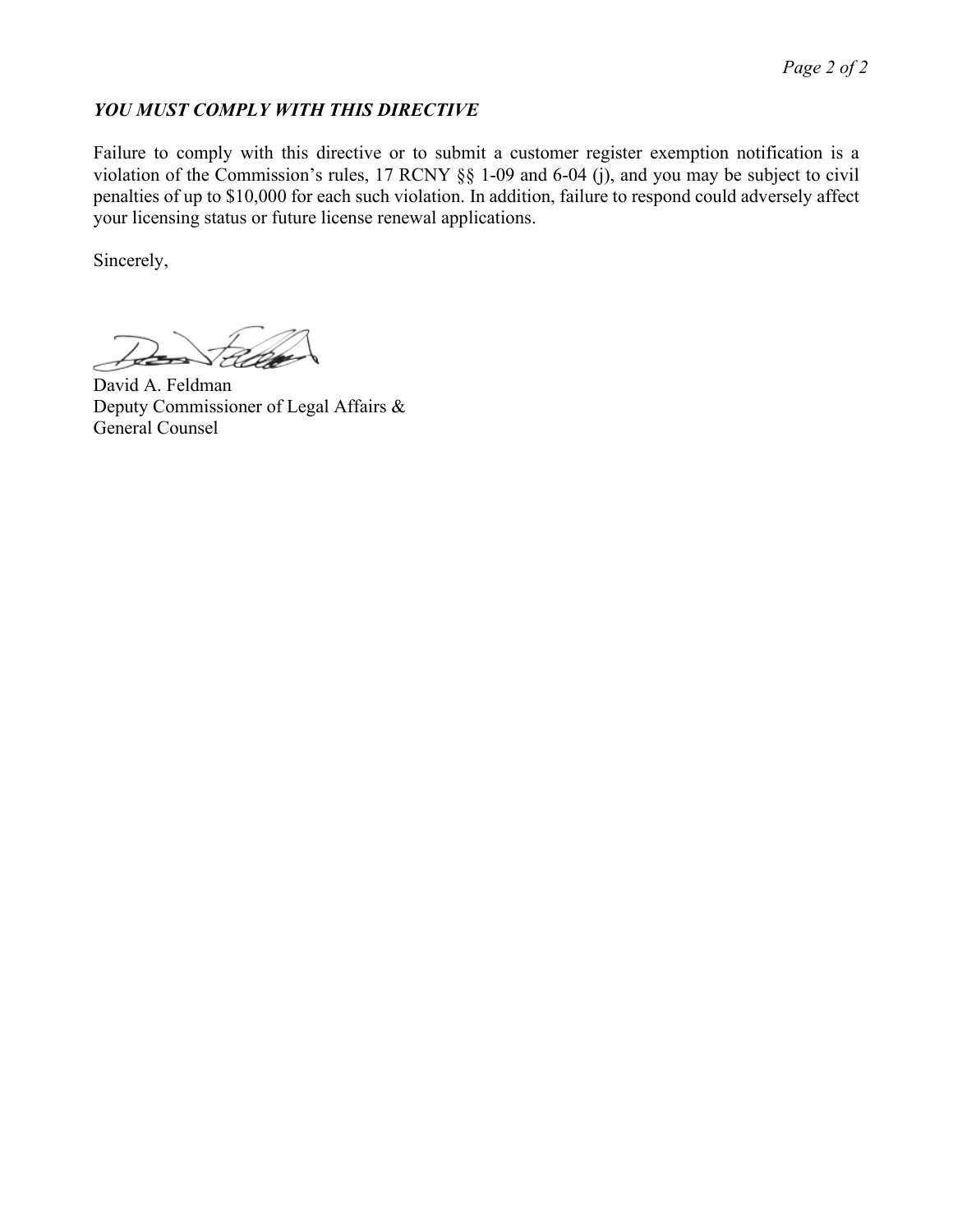***YOU MUST COMPLY WITH THIS DIRECTIVE***

Failure to comply with this directive or to submit a customer register exemption notification is a violation of the Commission's rules, 17 RCNY §§ 1-09 and 6-04 (j), and you may be subject to civil penalties of up to $10,000 for each such violation. In addition, failure to respond could adversely affect your licensing status or future license renewal applications.

Sincerely,

David A. Feldman  
Deputy Commissioner of Legal Affairs &  
General Counsel